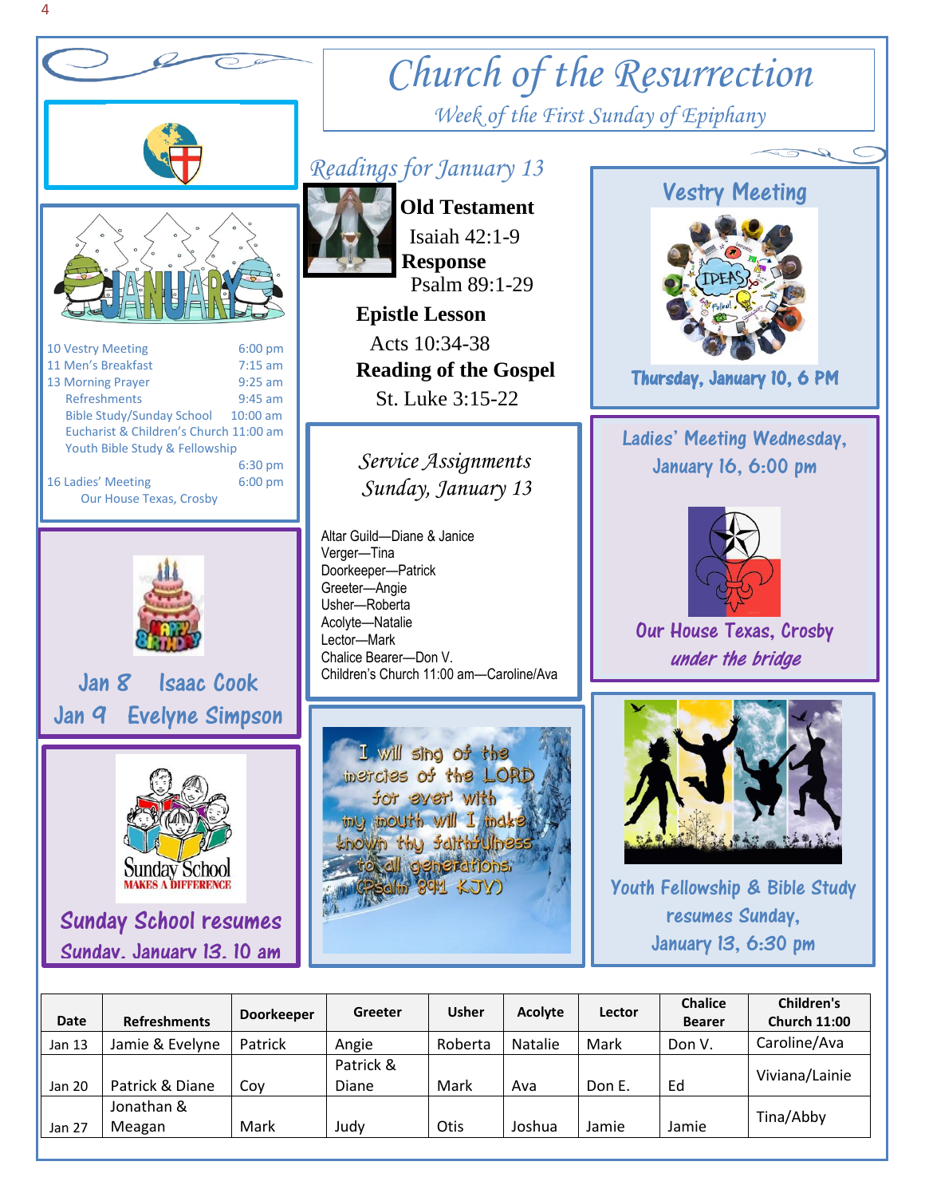# Church of the Resurrection

*Week of the First Sunday of Epiphany*

| | |
|---|---|
| 10 Vestry Meeting | 6:00 pm |
| 11 Men's Breakfast | 7:15 am |
| 13 Morning Prayer | 9:25 am |
| Refreshments | 9:45 am |
| Bible Study/Sunday School | 10:00 am |
| Eucharist & Children's Church | 11:00 am |
| Youth Bible Study & Fellowship | 6:30 pm |
| 16 Ladies' Meeting | 6:00 pm |
| Our House Texas, Crosby | |

**Jan 8 Isaac Cook**
**Jan 9 Evelyne Simpson**

**Sunday School resumes Sunday, January 13, 10 am**

## Readings for January 13

**Old Testament**
Isaiah 42:1-9

**Response**
Psalm 89:1-29

**Epistle Lesson**
Acts 10:34-38

**Reading of the Gospel**
St. Luke 3:15-22

## Service Assignments Sunday, January 13

Altar Guild—Diane & Janice
Verger—Tina
Doorkeeper—Patrick
Greeter—Angie
Usher—Roberta
Acolyte—Natalie
Lector—Mark
Chalice Bearer—Don V.
Children's Church 11:00 am—Caroline/Ava

I will sing of the mercies of the LORD for ever: with my mouth will I make known thy faithfulness to all generations. (Psalm 89:1 KJV)

## Vestry Meeting

**Thursday, January 10, 6 PM**

## Ladies' Meeting Wednesday, January 16, 6:00 pm

**Our House Texas, Crosby**
*under the bridge*

**Youth Fellowship & Bible Study resumes Sunday, January 13, 6:30 pm**

| Date | Refreshments | Doorkeeper | Greeter | Usher | Acolyte | Lector | Chalice Bearer | Children's Church 11:00 |
|---|---|---|---|---|---|---|---|---|
| Jan 13 | Jamie & Evelyne | Patrick | Angie | Roberta | Natalie | Mark | Don V. | Caroline/Ava |
| Jan 20 | Patrick & Diane | Coy | Patrick & Diane | Mark | Ava | Don E. | Ed | Viviana/Lainie |
| Jan 27 | Jonathan & Meagan | Mark | Judy | Otis | Joshua | Jamie | Jamie | Tina/Abby |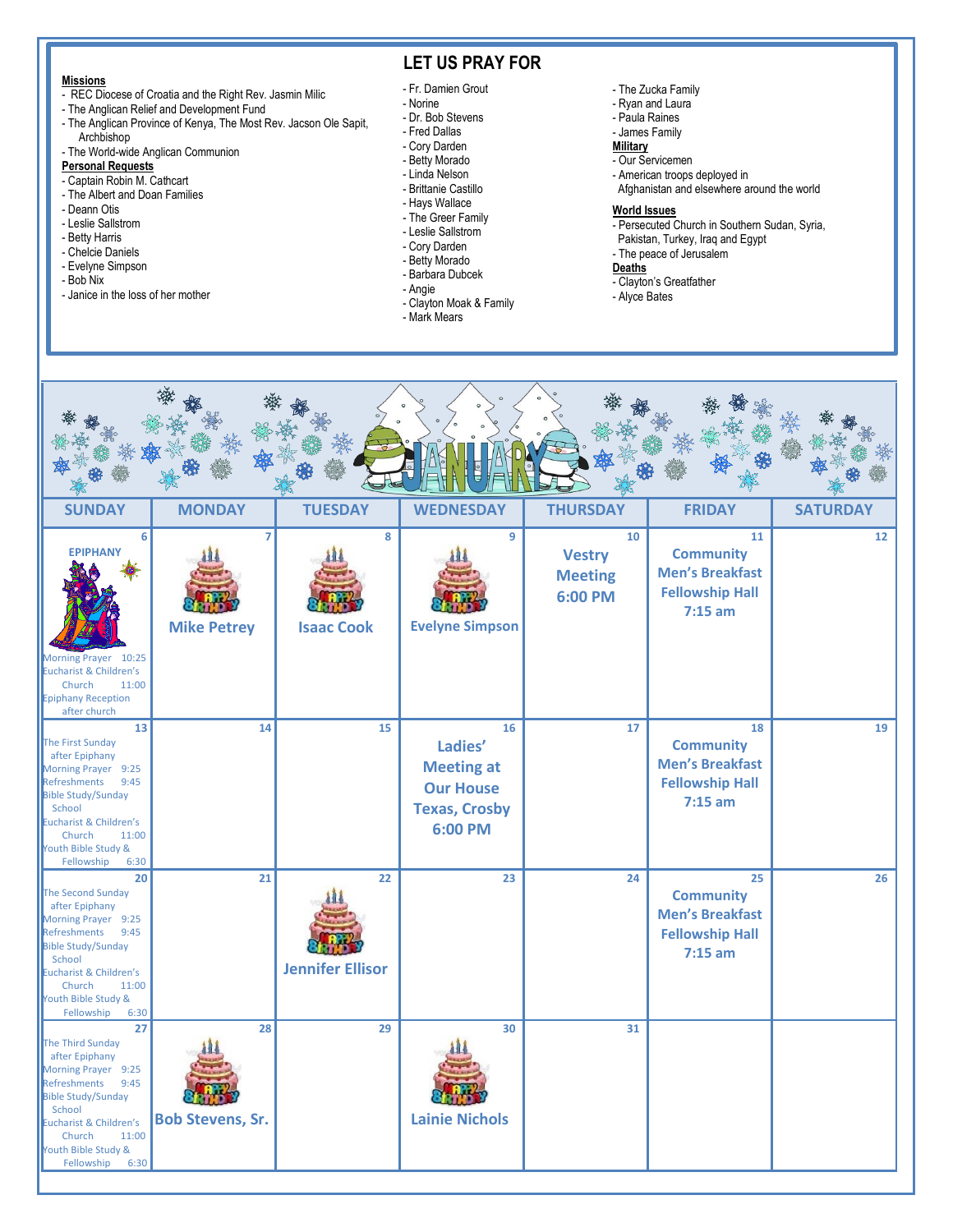## LET US PRAY FOR

**Missions**
- REC Diocese of Croatia and the Right Rev. Jasmin Milic
- The Anglican Relief and Development Fund
- The Anglican Province of Kenya, The Most Rev. Jacson Ole Sapit, Archbishop
- The World-wide Anglican Communion

**Personal Requests**
- Captain Robin M. Cathcart
- The Albert and Doan Families
- Deann Otis
- Leslie Sallstrom
- Betty Harris
- Chelcie Daniels
- Evelyne Simpson
- Bob Nix
- Janice in the loss of her mother
- Fr. Damien Grout
- Norine
- Dr. Bob Stevens
- Fred Dallas
- Cory Darden
- Betty Morado
- Linda Nelson
- Brittanie Castillo
- Hays Wallace
- The Greer Family
- Leslie Sallstrom
- Cory Darden
- Betty Morado
- Barbara Dubcek
- Angie
- Clayton Moak & Family
- Mark Mears
- The Zucka Family
- Ryan and Laura
- Paula Raines
- James Family

**Military**
- Our Servicemen
- American troops deployed in Afghanistan and elsewhere around the world

**World Issues**
- Persecuted Church in Southern Sudan, Syria, Pakistan, Turkey, Iraq and Egypt
- The peace of Jerusalem

**Deaths**
- Clayton's Greatfather
- Alyce Bates

# JANUARY

| SUNDAY | MONDAY | TUESDAY | WEDNESDAY | THURSDAY | FRIDAY | SATURDAY |
|---|---|---|---|---|---|---|
| 6 **EPIPHANY** Morning Prayer 10:25 Eucharist & Children's Church 11:00 Epiphany Reception after church | 7 Happy Birthday **Mike Petrey** | 8 Happy Birthday **Isaac Cook** | 9 Happy Birthday **Evelyne Simpson** | 10 **Vestry Meeting 6:00 PM** | 11 **Community Men's Breakfast Fellowship Hall 7:15 am** | 12 |
| 13 The First Sunday after Epiphany Morning Prayer 9:25 Refreshments 9:45 Bible Study/Sunday School Eucharist & Children's Church 11:00 Youth Bible Study & Fellowship 6:30 | 14 | 15 | 16 **Ladies' Meeting at Our House Texas, Crosby 6:00 PM** | 17 | 18 **Community Men's Breakfast Fellowship Hall 7:15 am** | 19 |
| 20 The Second Sunday after Epiphany Morning Prayer 9:25 Refreshments 9:45 Bible Study/Sunday School Eucharist & Children's Church 11:00 Youth Bible Study & Fellowship 6:30 | 21 | 22 Happy Birthday **Jennifer Ellisor** | 23 | 24 | 25 **Community Men's Breakfast Fellowship Hall 7:15 am** | 26 |
| 27 The Third Sunday after Epiphany Morning Prayer 9:25 Refreshments 9:45 Bible Study/Sunday School Eucharist & Children's Church 11:00 Youth Bible Study & Fellowship 6:30 | 28 Happy Birthday **Bob Stevens, Sr.** | 29 | 30 Happy Birthday **Lainie Nichols** | 31 | | |